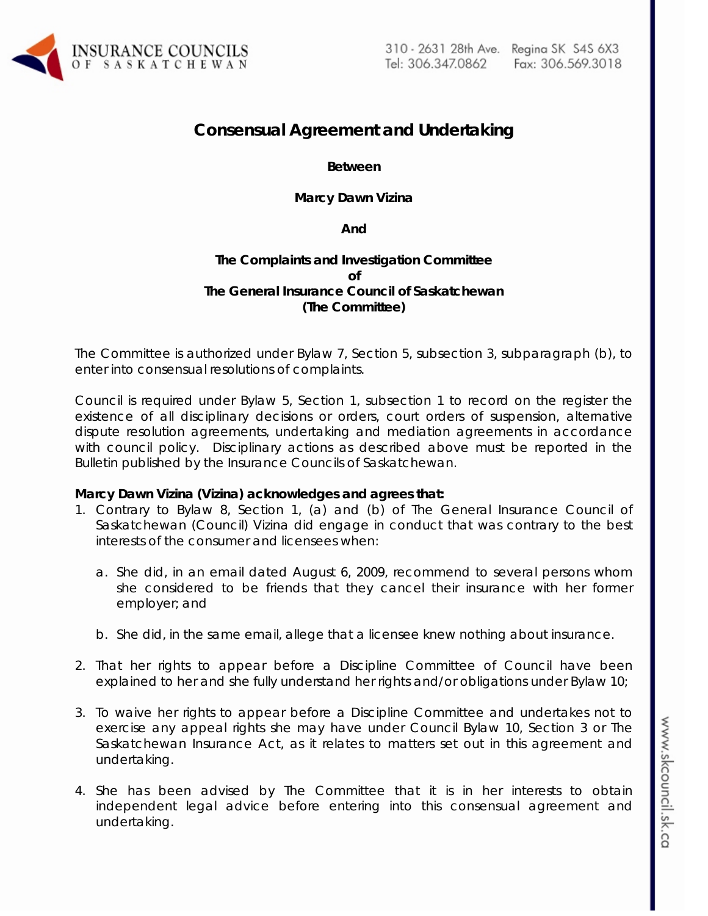# Consensual Agreement and Undertaking

**Between**

**Marcy Dawn Vizina**

**And**

**The Complaints and Investigation Committee**
**of**
**The General Insurance Council of Saskatchewan**
**(The Committee)**

The Committee is authorized under Bylaw 7, Section 5, subsection 3, subparagraph (b), to enter into consensual resolutions of complaints.

Council is required under Bylaw 5, Section 1, subsection 1 to record on the register the existence of all disciplinary decisions or orders, court orders of suspension, alternative dispute resolution agreements, undertaking and mediation agreements in accordance with council policy. Disciplinary actions as described above must be reported in the Bulletin published by the Insurance Councils of Saskatchewan.

**Marcy Dawn Vizina (Vizina) acknowledges and agrees that:**

1. Contrary to Bylaw 8, Section 1, (a) and (b) of The General Insurance Council of Saskatchewan (Council) Vizina did engage in conduct that was contrary to the best interests of the consumer and licensees when:

   a. She did, in an email dated August 6, 2009, recommend to several persons whom she considered to be friends that they cancel their insurance with her former employer; and

   b. She did, in the same email, allege that a licensee knew nothing about insurance.

2. That her rights to appear before a Discipline Committee of Council have been explained to her and she fully understand her rights and/or obligations under Bylaw 10;

3. To waive her rights to appear before a Discipline Committee and undertakes not to exercise any appeal rights she may have under Council Bylaw 10, Section 3 or The Saskatchewan Insurance Act, as it relates to matters set out in this agreement and undertaking.

4. She has been advised by The Committee that it is in her interests to obtain independent legal advice before entering into this consensual agreement and undertaking.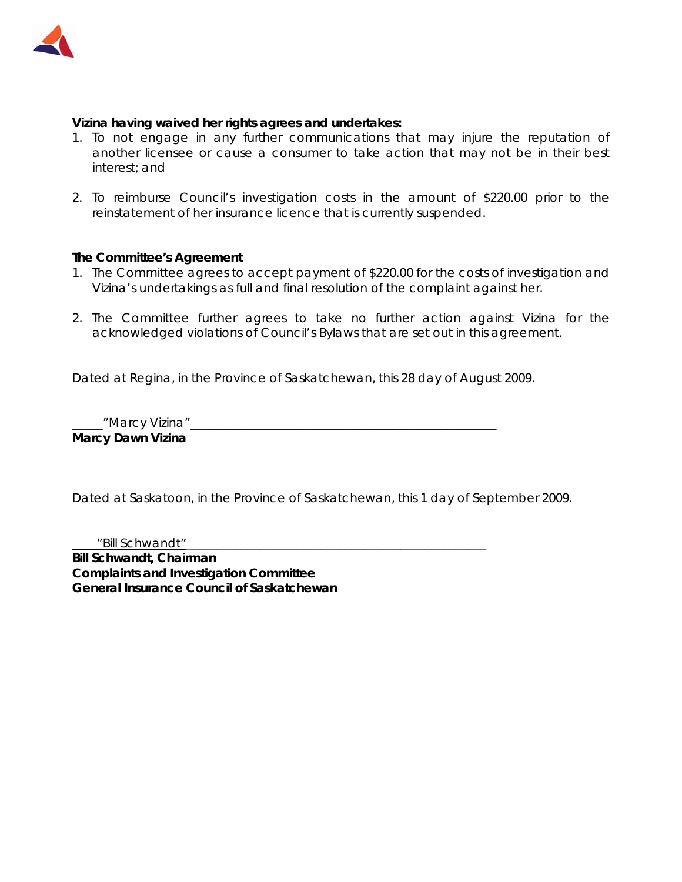**Vizina having waived her rights agrees and undertakes:**

1. To not engage in any further communications that may injure the reputation of another licensee or cause a consumer to take action that may not be in their best interest; and

2. To reimburse Council's investigation costs in the amount of $220.00 prior to the reinstatement of her insurance licence that is currently suspended.

**The Committee's Agreement**

1. The Committee agrees to accept payment of $220.00 for the costs of investigation and Vizina's undertakings as full and final resolution of the complaint against her.

2. The Committee further agrees to take no further action against Vizina for the acknowledged violations of Council's Bylaws that are set out in this agreement.

Dated at Regina, in the Province of Saskatchewan, this 28 day of August 2009.

"Marcy Vizina"

**Marcy Dawn Vizina**

Dated at Saskatoon, in the Province of Saskatchewan, this 1 day of September 2009.

"Bill Schwandt"

**Bill Schwandt, Chairman**
**Complaints and Investigation Committee**
**General Insurance Council of Saskatchewan**